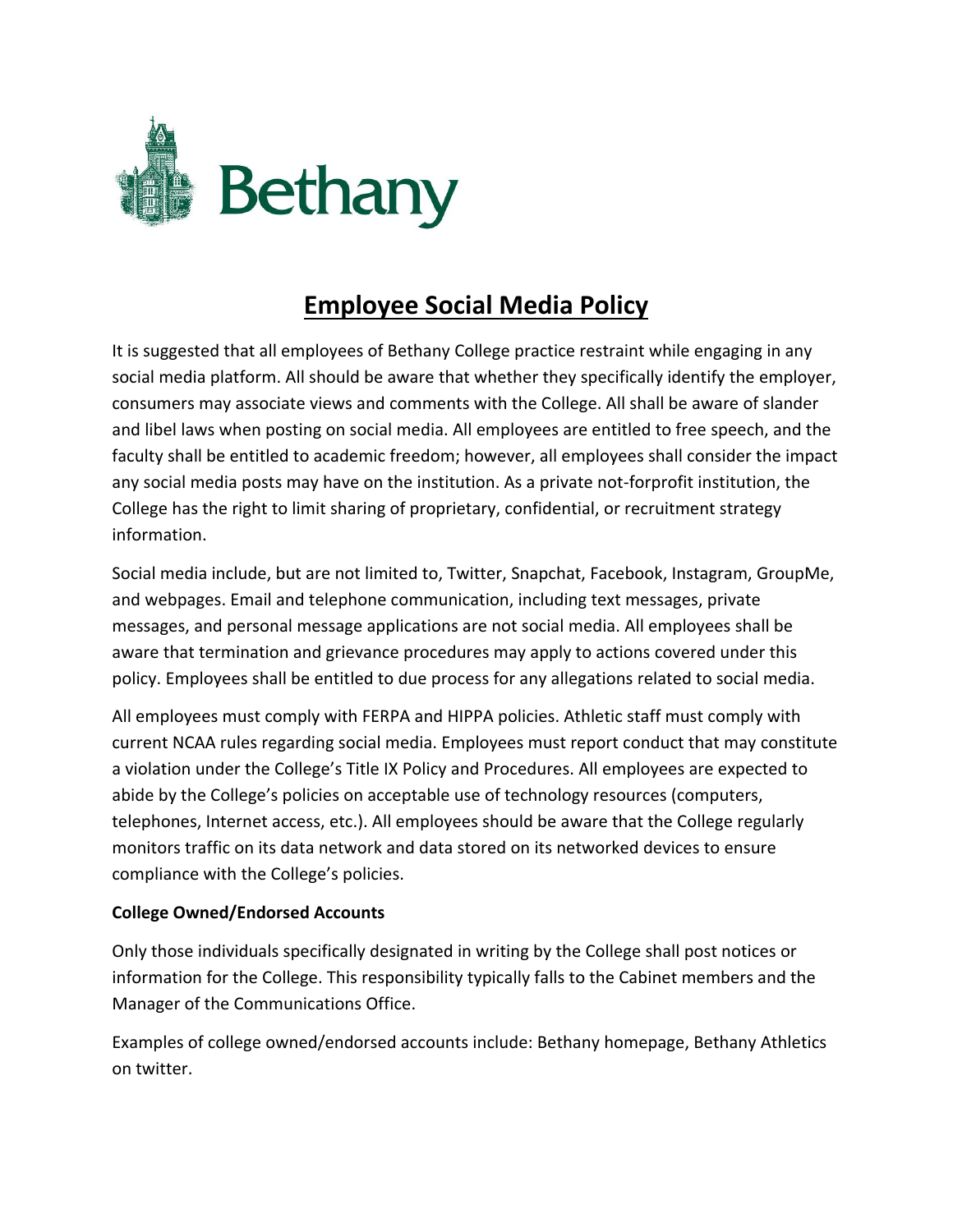Bethany

# Employee Social Media Policy

It is suggested that all employees of Bethany College practice restraint while engaging in any social media platform. All should be aware that whether they specifically identify the employer, consumers may associate views and comments with the College. All shall be aware of slander and libel laws when posting on social media. All employees are entitled to free speech, and the faculty shall be entitled to academic freedom; however, all employees shall consider the impact any social media posts may have on the institution. As a private not-forprofit institution, the College has the right to limit sharing of proprietary, confidential, or recruitment strategy information.

Social media include, but are not limited to, Twitter, Snapchat, Facebook, Instagram, GroupMe, and webpages. Email and telephone communication, including text messages, private messages, and personal message applications are not social media. All employees shall be aware that termination and grievance procedures may apply to actions covered under this policy. Employees shall be entitled to due process for any allegations related to social media.

All employees must comply with FERPA and HIPPA policies. Athletic staff must comply with current NCAA rules regarding social media. Employees must report conduct that may constitute a violation under the College's Title IX Policy and Procedures. All employees are expected to abide by the College's policies on acceptable use of technology resources (computers, telephones, Internet access, etc.). All employees should be aware that the College regularly monitors traffic on its data network and data stored on its networked devices to ensure compliance with the College's policies.

**College Owned/Endorsed Accounts**

Only those individuals specifically designated in writing by the College shall post notices or information for the College. This responsibility typically falls to the Cabinet members and the Manager of the Communications Office.

Examples of college owned/endorsed accounts include: Bethany homepage, Bethany Athletics on twitter.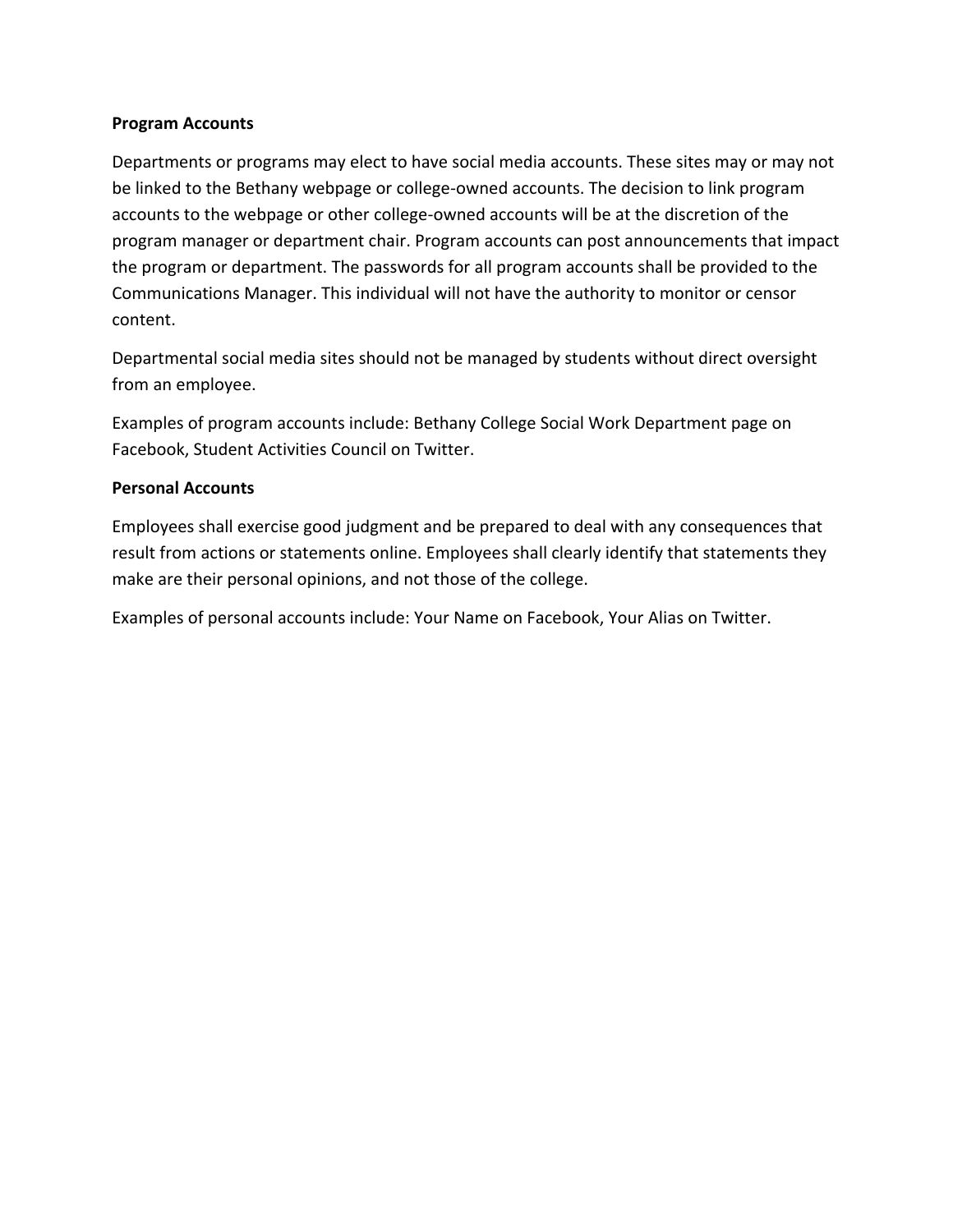**Program Accounts**

Departments or programs may elect to have social media accounts. These sites may or may not be linked to the Bethany webpage or college-owned accounts. The decision to link program accounts to the webpage or other college-owned accounts will be at the discretion of the program manager or department chair. Program accounts can post announcements that impact the program or department. The passwords for all program accounts shall be provided to the Communications Manager. This individual will not have the authority to monitor or censor content.

Departmental social media sites should not be managed by students without direct oversight from an employee.

Examples of program accounts include: Bethany College Social Work Department page on Facebook, Student Activities Council on Twitter.

**Personal Accounts**

Employees shall exercise good judgment and be prepared to deal with any consequences that result from actions or statements online. Employees shall clearly identify that statements they make are their personal opinions, and not those of the college.

Examples of personal accounts include: Your Name on Facebook, Your Alias on Twitter.